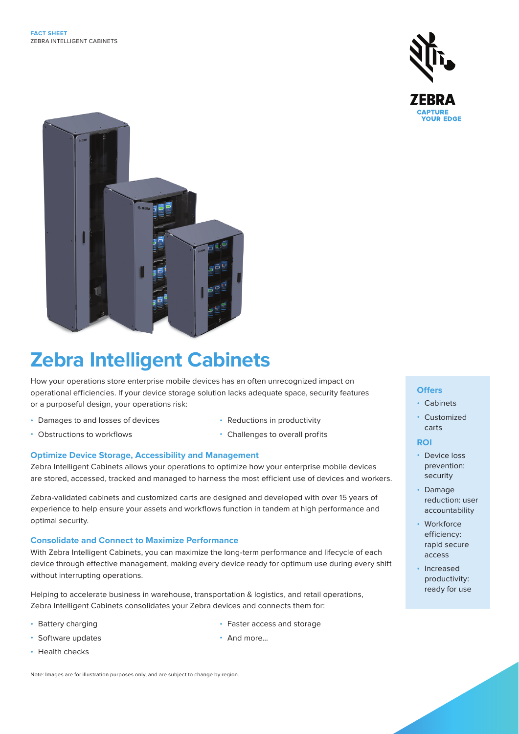FACT SHEET
ZEBRA INTELLIGENT CABINETS

# Zebra Intelligent Cabinets

How your operations store enterprise mobile devices has an often unrecognized impact on operational efficiencies. If your device storage solution lacks adequate space, security features or a purposeful design, your operations risk:

- Damages to and losses of devices
- Obstructions to workflows
- Reductions in productivity
- Challenges to overall profits

### Optimize Device Storage, Accessibility and Management

Zebra Intelligent Cabinets allows your operations to optimize how your enterprise mobile devices are stored, accessed, tracked and managed to harness the most efficient use of devices and workers.

Zebra-validated cabinets and customized carts are designed and developed with over 15 years of experience to help ensure your assets and workflows function in tandem at high performance and optimal security.

### Consolidate and Connect to Maximize Performance

With Zebra Intelligent Cabinets, you can maximize the long-term performance and lifecycle of each device through effective management, making every device ready for optimum use during every shift without interrupting operations.

Helping to accelerate business in warehouse, transportation & logistics, and retail operations, Zebra Intelligent Cabinets consolidates your Zebra devices and connects them for:

- Battery charging
- Software updates
- Health checks
- Faster access and storage
- And more...

### Offers

- Cabinets
- Customized carts

### ROI

- Device loss prevention: security
- Damage reduction: user accountability
- Workforce efficiency: rapid secure access
- Increased productivity: ready for use

Note: Images are for illustration purposes only, and are subject to change by region.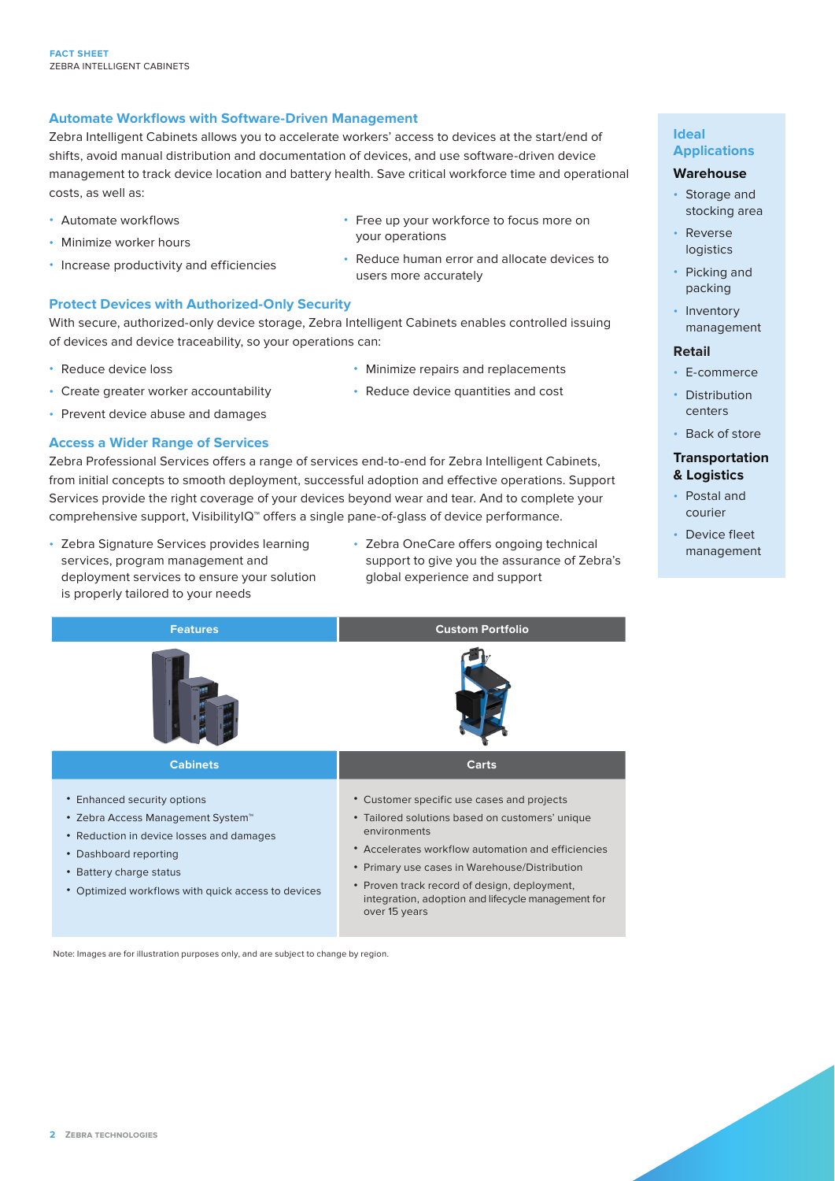## Automate Workflows with Software-Driven Management

Zebra Intelligent Cabinets allows you to accelerate workers' access to devices at the start/end of shifts, avoid manual distribution and documentation of devices, and use software-driven device management to track device location and battery health. Save critical workforce time and operational costs, as well as:

- Automate workflows
- Minimize worker hours
- Increase productivity and efficiencies
- Free up your workforce to focus more on your operations
- Reduce human error and allocate devices to users more accurately

## Protect Devices with Authorized-Only Security

With secure, authorized-only device storage, Zebra Intelligent Cabinets enables controlled issuing of devices and device traceability, so your operations can:

- Reduce device loss
- Create greater worker accountability
- Prevent device abuse and damages
- Minimize repairs and replacements
- Reduce device quantities and cost

## Access a Wider Range of Services

Zebra Professional Services offers a range of services end-to-end for Zebra Intelligent Cabinets, from initial concepts to smooth deployment, successful adoption and effective operations. Support Services provide the right coverage of your devices beyond wear and tear. And to complete your comprehensive support, VisibilityIQ™ offers a single pane-of-glass of device performance.

- Zebra Signature Services provides learning services, program management and deployment services to ensure your solution is properly tailored to your needs
- Zebra OneCare offers ongoing technical support to give you the assurance of Zebra's global experience and support

| Features | Custom Portfolio |
|---|---|
| **Cabinets** | **Carts** |
| • Enhanced security options<br>• Zebra Access Management System™<br>• Reduction in device losses and damages<br>• Dashboard reporting<br>• Battery charge status<br>• Optimized workflows with quick access to devices | • Customer specific use cases and projects<br>• Tailored solutions based on customers' unique environments<br>• Accelerates workflow automation and efficiencies<br>• Primary use cases in Warehouse/Distribution<br>• Proven track record of design, deployment, integration, adoption and lifecycle management for over 15 years |

Note: Images are for illustration purposes only, and are subject to change by region.

## Ideal Applications

### Warehouse

- Storage and stocking area
- Reverse logistics
- Picking and packing
- Inventory management

### Retail

- E-commerce
- Distribution centers
- Back of store

### Transportation & Logistics

- Postal and courier
- Device fleet management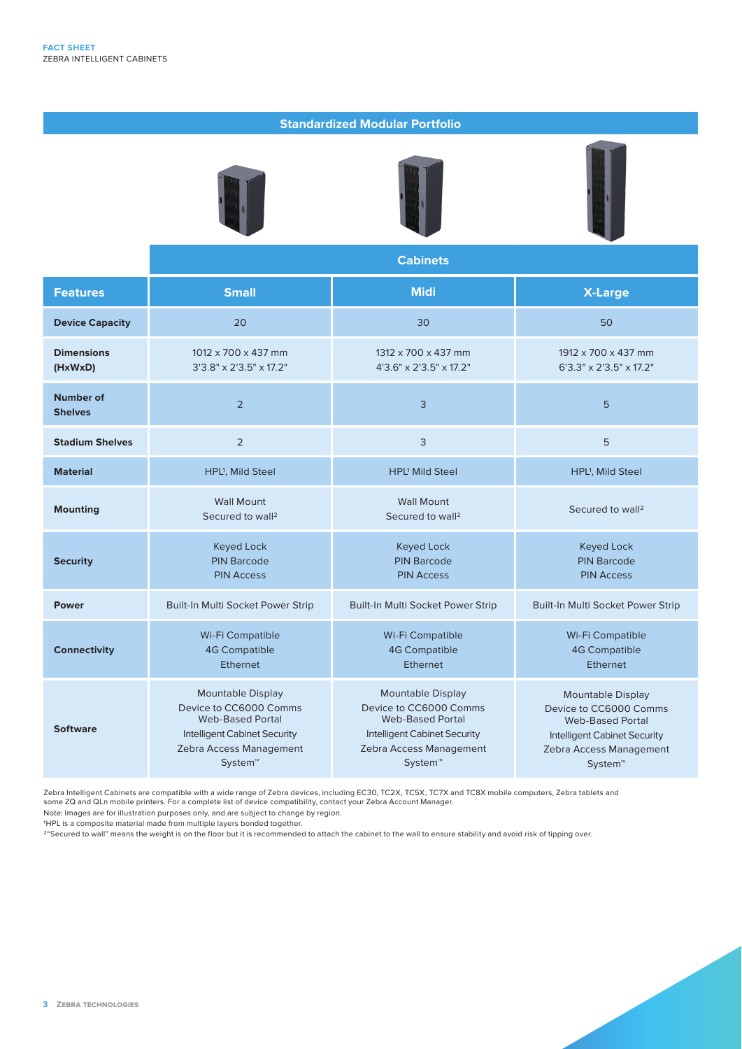## Standardized Modular Portfolio

| Features | Cabinets | | |
|---|---|---|---|
| | **Small** | **Midi** | **X-Large** |
| **Device Capacity** | 20 | 30 | 50 |
| **Dimensions (HxWxD)** | 1012 x 700 x 437 mm<br>3'3.8" x 2'3.5" x 17.2" | 1312 x 700 x 437 mm<br>4'3.6" x 2'3.5" x 17.2" | 1912 x 700 x 437 mm<br>6'3.3" x 2'3.5" x 17.2" |
| **Number of Shelves** | 2 | 3 | 5 |
| **Stadium Shelves** | 2 | 3 | 5 |
| **Material** | HPL[1], Mild Steel | HPL[1] Mild Steel | HPL[1], Mild Steel |
| **Mounting** | Wall Mount<br>Secured to wall[2] | Wall Mount<br>Secured to wall[2] | Secured to wall[2] |
| **Security** | Keyed Lock<br>PIN Barcode<br>PIN Access | Keyed Lock<br>PIN Barcode<br>PIN Access | Keyed Lock<br>PIN Barcode<br>PIN Access |
| **Power** | Built-In Multi Socket Power Strip | Built-In Multi Socket Power Strip | Built-In Multi Socket Power Strip |
| **Connectivity** | Wi-Fi Compatible<br>4G Compatible<br>Ethernet | Wi-Fi Compatible<br>4G Compatible<br>Ethernet | Wi-Fi Compatible<br>4G Compatible<br>Ethernet |
| **Software** | Mountable Display<br>Device to CC6000 Comms<br>Web-Based Portal<br>Intelligent Cabinet Security<br>Zebra Access Management System™ | Mountable Display<br>Device to CC6000 Comms<br>Web-Based Portal<br>Intelligent Cabinet Security<br>Zebra Access Management System™ | Mountable Display<br>Device to CC6000 Comms<br>Web-Based Portal<br>Intelligent Cabinet Security<br>Zebra Access Management System™ |

Zebra Intelligent Cabinets are compatible with a wide range of Zebra devices, including EC30, TC2X, TC5X, TC7X and TC8X mobile computers, Zebra tablets and some ZQ and QLn mobile printers. For a complete list of device compatibility, contact your Zebra Account Manager.

Note: Images are for illustration purposes only, and are subject to change by region.

[1] HPL is a composite material made from multiple layers bonded together.

[2] "Secured to wall" means the weight is on the floor but it is recommended to attach the cabinet to the wall to ensure stability and avoid risk of tipping over.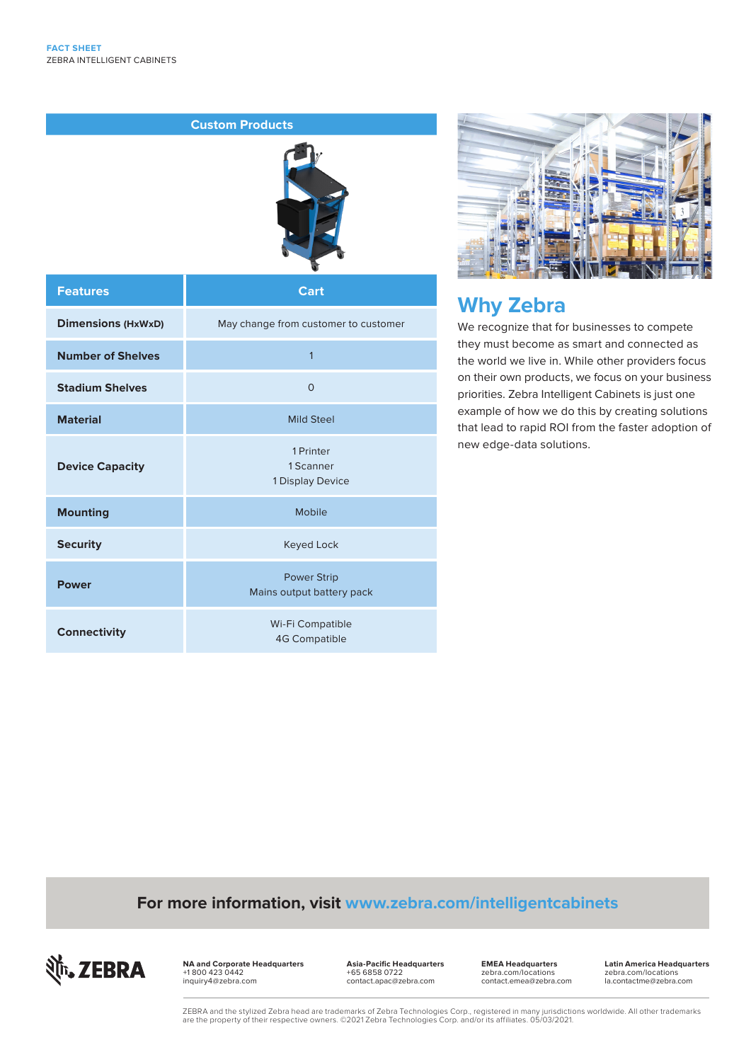## Custom Products

| Features | Cart |
| --- | --- |
| **Dimensions** (HxWxD) | May change from customer to customer |
| **Number of Shelves** | 1 |
| **Stadium Shelves** | 0 |
| **Material** | Mild Steel |
| **Device Capacity** | 1 Printer<br>1 Scanner<br>1 Display Device |
| **Mounting** | Mobile |
| **Security** | Keyed Lock |
| **Power** | Power Strip<br>Mains output battery pack |
| **Connectivity** | Wi-Fi Compatible<br>4G Compatible |

## Why Zebra

We recognize that for businesses to compete they must become as smart and connected as the world we live in. While other providers focus on their own products, we focus on your business priorities. Zebra Intelligent Cabinets is just one example of how we do this by creating solutions that lead to rapid ROI from the faster adoption of new edge-data solutions.

**For more information, visit www.zebra.com/intelligentcabinets**

**NA and Corporate Headquarters**
+1 800 423 0442
inquiry4@zebra.com

**Asia-Pacific Headquarters**
+65 6858 0722
contact.apac@zebra.com

**EMEA Headquarters**
zebra.com/locations
contact.emea@zebra.com

**Latin America Headquarters**
zebra.com/locations
la.contactme@zebra.com

ZEBRA and the stylized Zebra head are trademarks of Zebra Technologies Corp., registered in many jurisdictions worldwide. All other trademarks are the property of their respective owners. ©2021 Zebra Technologies Corp. and/or its affiliates. 05/03/2021.